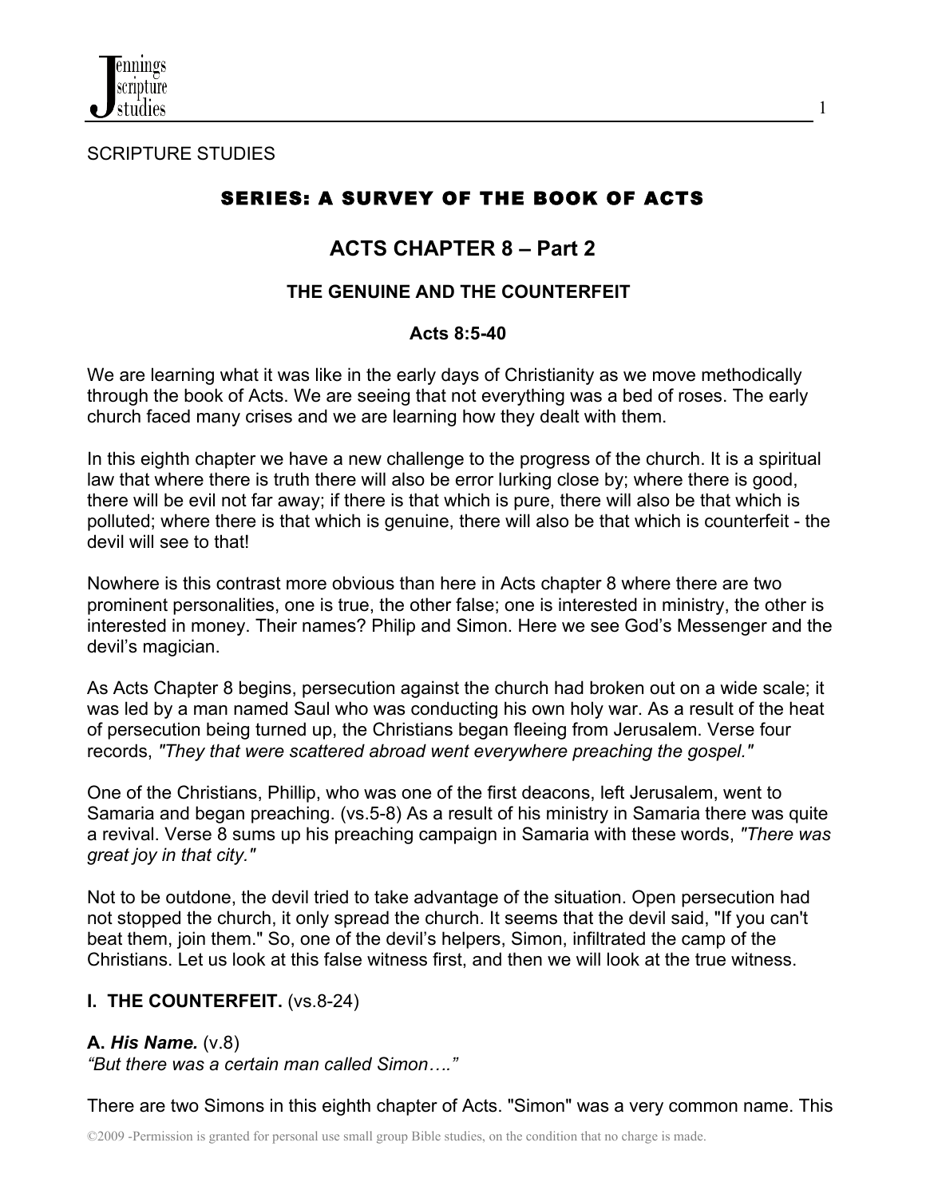SCRIPTURE STUDIES

# SERIES: A SURVEY OF THE BOOK OF ACTS

## ACTS CHAPTER 8 – Part 2

### THE GENUINE AND THE COUNTERFEIT

**Acts 8:5-40**

We are learning what it was like in the early days of Christianity as we move methodically through the book of Acts. We are seeing that not everything was a bed of roses. The early church faced many crises and we are learning how they dealt with them.

In this eighth chapter we have a new challenge to the progress of the church. It is a spiritual law that where there is truth there will also be error lurking close by; where there is good, there will be evil not far away; if there is that which is pure, there will also be that which is polluted; where there is that which is genuine, there will also be that which is counterfeit - the devil will see to that!

Nowhere is this contrast more obvious than here in Acts chapter 8 where there are two prominent personalities, one is true, the other false; one is interested in ministry, the other is interested in money. Their names? Philip and Simon. Here we see God's Messenger and the devil's magician.

As Acts Chapter 8 begins, persecution against the church had broken out on a wide scale; it was led by a man named Saul who was conducting his own holy war. As a result of the heat of persecution being turned up, the Christians began fleeing from Jerusalem. Verse four records, *"They that were scattered abroad went everywhere preaching the gospel."*

One of the Christians, Phillip, who was one of the first deacons, left Jerusalem, went to Samaria and began preaching. (vs.5-8) As a result of his ministry in Samaria there was quite a revival. Verse 8 sums up his preaching campaign in Samaria with these words, *"There was great joy in that city."*

Not to be outdone, the devil tried to take advantage of the situation. Open persecution had not stopped the church, it only spread the church. It seems that the devil said, "If you can't beat them, join them." So, one of the devil's helpers, Simon, infiltrated the camp of the Christians. Let us look at this false witness first, and then we will look at the true witness.

**I. THE COUNTERFEIT.** (vs.8-24)

**A. *His Name.*** (v.8)
*"But there was a certain man called Simon…."*

There are two Simons in this eighth chapter of Acts. "Simon" was a very common name. This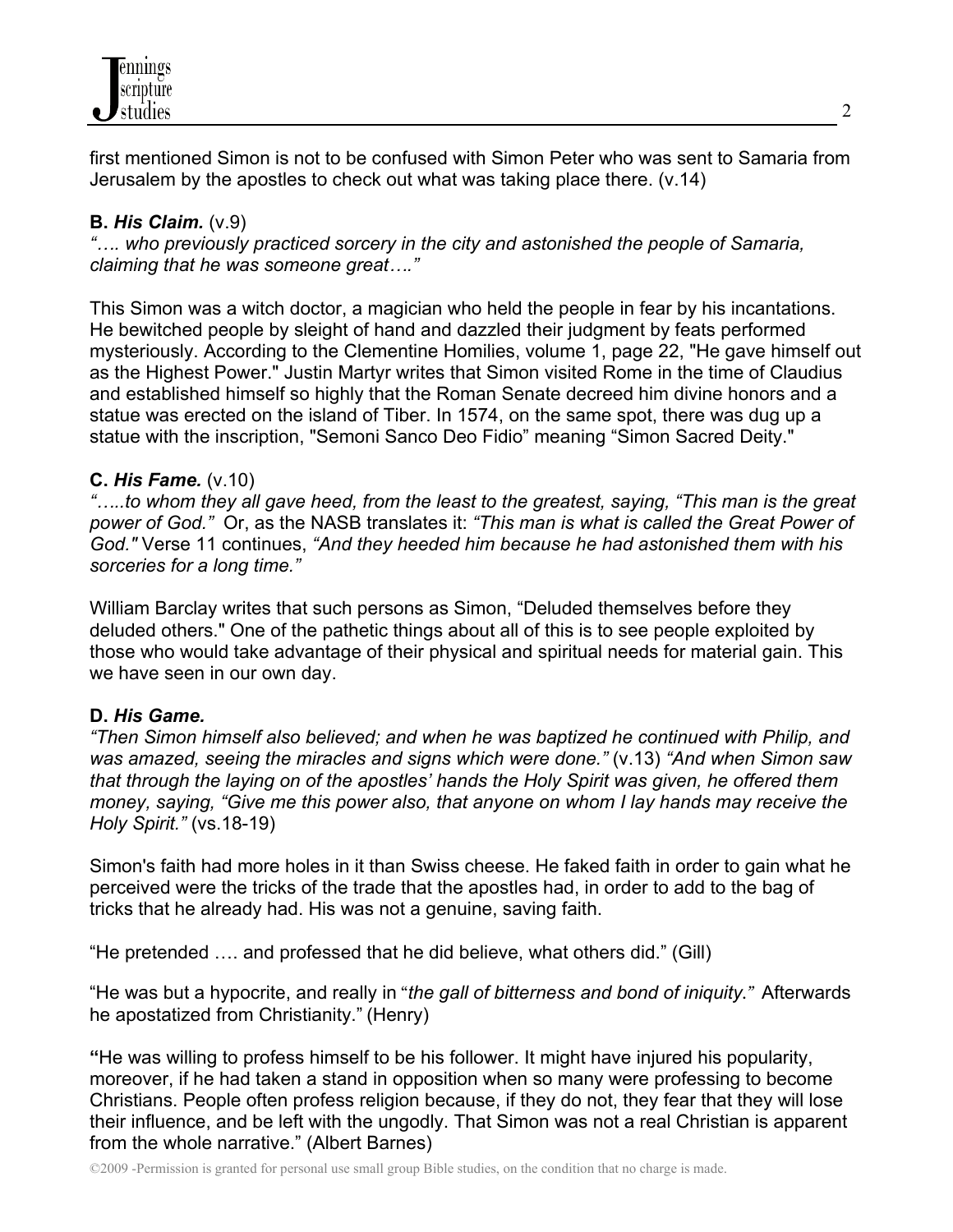first mentioned Simon is not to be confused with Simon Peter who was sent to Samaria from Jerusalem by the apostles to check out what was taking place there. (v.14)

**B. *His Claim.*** (v.9)
*"…. who previously practiced sorcery in the city and astonished the people of Samaria, claiming that he was someone great…."*

This Simon was a witch doctor, a magician who held the people in fear by his incantations. He bewitched people by sleight of hand and dazzled their judgment by feats performed mysteriously. According to the Clementine Homilies, volume 1, page 22, "He gave himself out as the Highest Power." Justin Martyr writes that Simon visited Rome in the time of Claudius and established himself so highly that the Roman Senate decreed him divine honors and a statue was erected on the island of Tiber. In 1574, on the same spot, there was dug up a statue with the inscription, "Semoni Sanco Deo Fidio" meaning "Simon Sacred Deity."

**C. *His Fame.*** (v.10)
*"…..to whom they all gave heed, from the least to the greatest, saying, "This man is the great power of God."* Or, as the NASB translates it: *"This man is what is called the Great Power of God."* Verse 11 continues, *"And they heeded him because he had astonished them with his sorceries for a long time."*

William Barclay writes that such persons as Simon, "Deluded themselves before they deluded others." One of the pathetic things about all of this is to see people exploited by those who would take advantage of their physical and spiritual needs for material gain. This we have seen in our own day.

**D. *His Game.***
*"Then Simon himself also believed; and when he was baptized he continued with Philip, and was amazed, seeing the miracles and signs which were done."* (v.13) *"And when Simon saw that through the laying on of the apostles' hands the Holy Spirit was given, he offered them money, saying, "Give me this power also, that anyone on whom I lay hands may receive the Holy Spirit."* (vs.18-19)

Simon's faith had more holes in it than Swiss cheese. He faked faith in order to gain what he perceived were the tricks of the trade that the apostles had, in order to add to the bag of tricks that he already had. His was not a genuine, saving faith.

"He pretended …. and professed that he did believe, what others did." (Gill)

"He was but a hypocrite, and really in "*the gall of bitterness and bond of iniquity."* Afterwards he apostatized from Christianity." (Henry)

"He was willing to profess himself to be his follower. It might have injured his popularity, moreover, if he had taken a stand in opposition when so many were professing to become Christians. People often profess religion because, if they do not, they fear that they will lose their influence, and be left with the ungodly. That Simon was not a real Christian is apparent from the whole narrative." (Albert Barnes)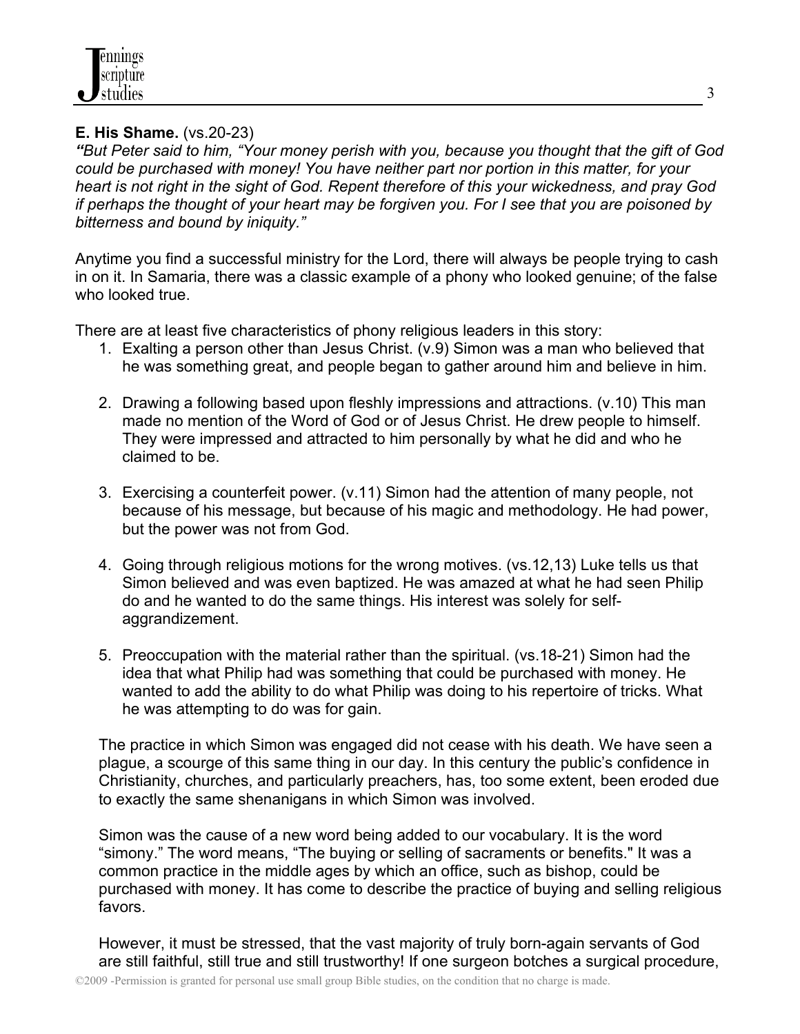**E. His Shame.** (vs.20-23)

***"**But Peter said to him, "Your money perish with you, because you thought that the gift of God could be purchased with money! You have neither part nor portion in this matter, for your heart is not right in the sight of God. Repent therefore of this your wickedness, and pray God if perhaps the thought of your heart may be forgiven you. For I see that you are poisoned by bitterness and bound by iniquity."*

Anytime you find a successful ministry for the Lord, there will always be people trying to cash in on it. In Samaria, there was a classic example of a phony who looked genuine; of the false who looked true.

There are at least five characteristics of phony religious leaders in this story:

1. Exalting a person other than Jesus Christ. (v.9) Simon was a man who believed that he was something great, and people began to gather around him and believe in him.

2. Drawing a following based upon fleshly impressions and attractions. (v.10) This man made no mention of the Word of God or of Jesus Christ. He drew people to himself. They were impressed and attracted to him personally by what he did and who he claimed to be.

3. Exercising a counterfeit power. (v.11) Simon had the attention of many people, not because of his message, but because of his magic and methodology. He had power, but the power was not from God.

4. Going through religious motions for the wrong motives. (vs.12,13) Luke tells us that Simon believed and was even baptized. He was amazed at what he had seen Philip do and he wanted to do the same things. His interest was solely for self-aggrandizement.

5. Preoccupation with the material rather than the spiritual. (vs.18-21) Simon had the idea that what Philip had was something that could be purchased with money. He wanted to add the ability to do what Philip was doing to his repertoire of tricks. What he was attempting to do was for gain.

The practice in which Simon was engaged did not cease with his death. We have seen a plague, a scourge of this same thing in our day. In this century the public's confidence in Christianity, churches, and particularly preachers, has, too some extent, been eroded due to exactly the same shenanigans in which Simon was involved.

Simon was the cause of a new word being added to our vocabulary. It is the word "simony." The word means, "The buying or selling of sacraments or benefits." It was a common practice in the middle ages by which an office, such as bishop, could be purchased with money. It has come to describe the practice of buying and selling religious favors.

However, it must be stressed, that the vast majority of truly born-again servants of God are still faithful, still true and still trustworthy! If one surgeon botches a surgical procedure,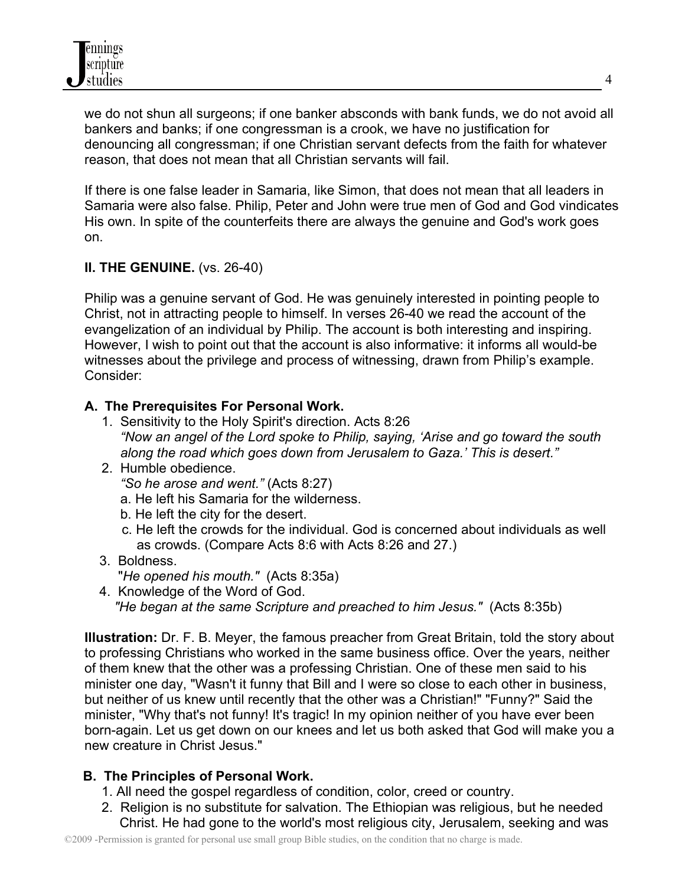we do not shun all surgeons; if one banker absconds with bank funds, we do not avoid all bankers and banks; if one congressman is a crook, we have no justification for denouncing all congressman; if one Christian servant defects from the faith for whatever reason, that does not mean that all Christian servants will fail.

If there is one false leader in Samaria, like Simon, that does not mean that all leaders in Samaria were also false. Philip, Peter and John were true men of God and God vindicates His own. In spite of the counterfeits there are always the genuine and God's work goes on.

**II. THE GENUINE.** (vs. 26-40)

Philip was a genuine servant of God. He was genuinely interested in pointing people to Christ, not in attracting people to himself. In verses 26-40 we read the account of the evangelization of an individual by Philip. The account is both interesting and inspiring. However, I wish to point out that the account is also informative: it informs all would-be witnesses about the privilege and process of witnessing, drawn from Philip's example. Consider:

**A. The Prerequisites For Personal Work.**

1. Sensitivity to the Holy Spirit's direction. Acts 8:26
   *"Now an angel of the Lord spoke to Philip, saying, 'Arise and go toward the south along the road which goes down from Jerusalem to Gaza.' This is desert."*
2. Humble obedience.
   *"So he arose and went."* (Acts 8:27)
   a. He left his Samaria for the wilderness.
   b. He left the city for the desert.
   c. He left the crowds for the individual. God is concerned about individuals as well as crowds. (Compare Acts 8:6 with Acts 8:26 and 27.)
3. Boldness.
   "*He opened his mouth."* (Acts 8:35a)
4. Knowledge of the Word of God.
   *"He began at the same Scripture and preached to him Jesus."* (Acts 8:35b)

**Illustration:** Dr. F. B. Meyer, the famous preacher from Great Britain, told the story about to professing Christians who worked in the same business office. Over the years, neither of them knew that the other was a professing Christian. One of these men said to his minister one day, "Wasn't it funny that Bill and I were so close to each other in business, but neither of us knew until recently that the other was a Christian!" "Funny?" Said the minister, "Why that's not funny! It's tragic! In my opinion neither of you have ever been born-again. Let us get down on our knees and let us both asked that God will make you a new creature in Christ Jesus."

**B. The Principles of Personal Work.**

1. All need the gospel regardless of condition, color, creed or country.
2. Religion is no substitute for salvation. The Ethiopian was religious, but he needed Christ. He had gone to the world's most religious city, Jerusalem, seeking and was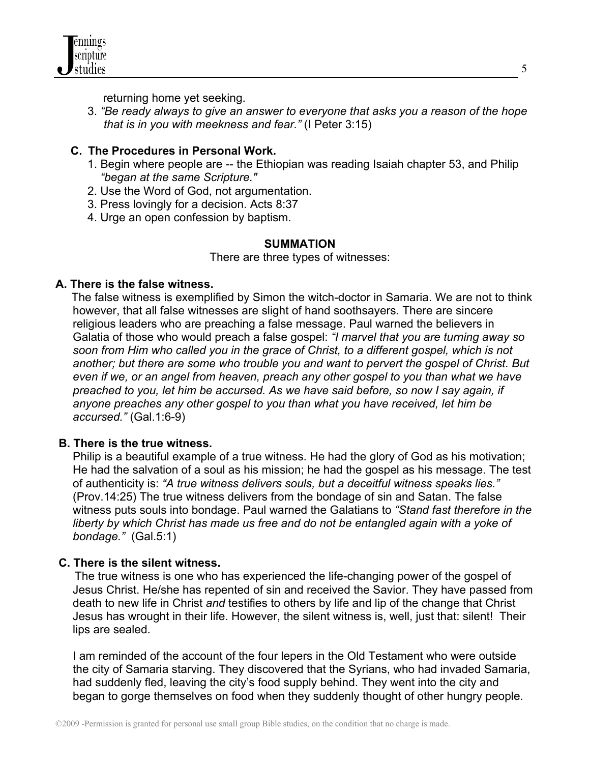returning home yet seeking.

3. *"Be ready always to give an answer to everyone that asks you a reason of the hope that is in you with meekness and fear."* (I Peter 3:15)

**C. The Procedures in Personal Work.**

1. Begin where people are -- the Ethiopian was reading Isaiah chapter 53, and Philip *"began at the same Scripture."*
2. Use the Word of God, not argumentation.
3. Press lovingly for a decision. Acts 8:37
4. Urge an open confession by baptism.

**SUMMATION**

There are three types of witnesses:

**A. There is the false witness.**

The false witness is exemplified by Simon the witch-doctor in Samaria. We are not to think however, that all false witnesses are slight of hand soothsayers. There are sincere religious leaders who are preaching a false message. Paul warned the believers in Galatia of those who would preach a false gospel: *"I marvel that you are turning away so soon from Him who called you in the grace of Christ, to a different gospel, which is not another; but there are some who trouble you and want to pervert the gospel of Christ. But even if we, or an angel from heaven, preach any other gospel to you than what we have preached to you, let him be accursed. As we have said before, so now I say again, if anyone preaches any other gospel to you than what you have received, let him be accursed."* (Gal.1:6-9)

**B. There is the true witness.**

Philip is a beautiful example of a true witness. He had the glory of God as his motivation; He had the salvation of a soul as his mission; he had the gospel as his message. The test of authenticity is: *"A true witness delivers souls, but a deceitful witness speaks lies."* (Prov.14:25) The true witness delivers from the bondage of sin and Satan. The false witness puts souls into bondage. Paul warned the Galatians to *"Stand fast therefore in the liberty by which Christ has made us free and do not be entangled again with a yoke of bondage."* (Gal.5:1)

**C. There is the silent witness.**

The true witness is one who has experienced the life-changing power of the gospel of Jesus Christ. He/she has repented of sin and received the Savior. They have passed from death to new life in Christ *and* testifies to others by life and lip of the change that Christ Jesus has wrought in their life. However, the silent witness is, well, just that: silent! Their lips are sealed.

I am reminded of the account of the four lepers in the Old Testament who were outside the city of Samaria starving. They discovered that the Syrians, who had invaded Samaria, had suddenly fled, leaving the city's food supply behind. They went into the city and began to gorge themselves on food when they suddenly thought of other hungry people.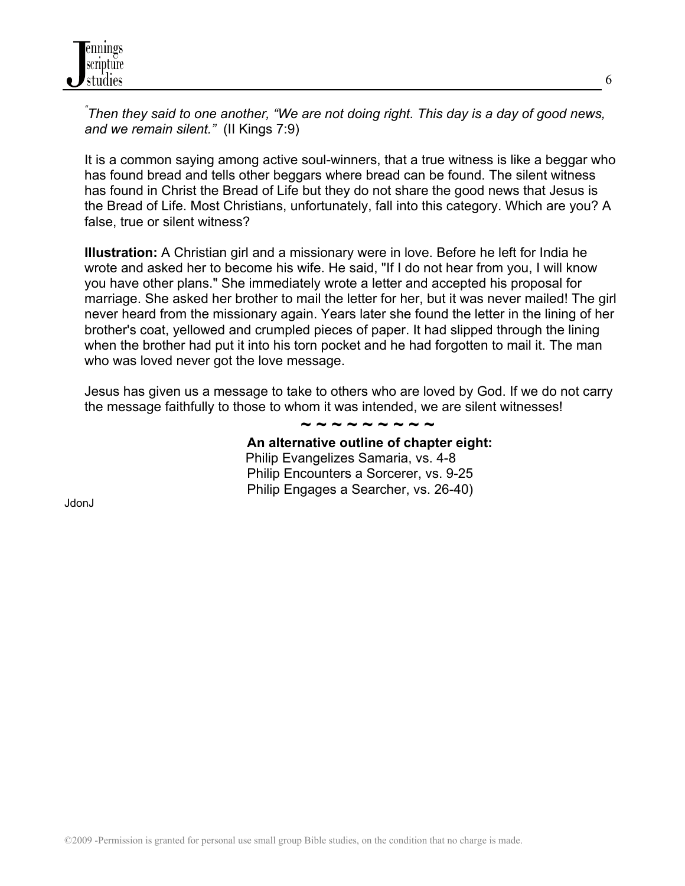*"Then they said to one another, "We are not doing right. This day is a day of good news, and we remain silent."* (II Kings 7:9)

It is a common saying among active soul-winners, that a true witness is like a beggar who has found bread and tells other beggars where bread can be found. The silent witness has found in Christ the Bread of Life but they do not share the good news that Jesus is the Bread of Life. Most Christians, unfortunately, fall into this category. Which are you? A false, true or silent witness?

**Illustration:** A Christian girl and a missionary were in love. Before he left for India he wrote and asked her to become his wife. He said, "If I do not hear from you, I will know you have other plans." She immediately wrote a letter and accepted his proposal for marriage. She asked her brother to mail the letter for her, but it was never mailed! The girl never heard from the missionary again. Years later she found the letter in the lining of her brother's coat, yellowed and crumpled pieces of paper. It had slipped through the lining when the brother had put it into his torn pocket and he had forgotten to mail it. The man who was loved never got the love message.

Jesus has given us a message to take to others who are loved by God. If we do not carry the message faithfully to those to whom it was intended, we are silent witnesses!

~ ~ ~ ~ ~ ~ ~ ~ ~

**An alternative outline of chapter eight:**

Philip Evangelizes Samaria, vs. 4-8
Philip Encounters a Sorcerer, vs. 9-25
Philip Engages a Searcher, vs. 26-40)

JdonJ

©2009 -Permission is granted for personal use small group Bible studies, on the condition that no charge is made.